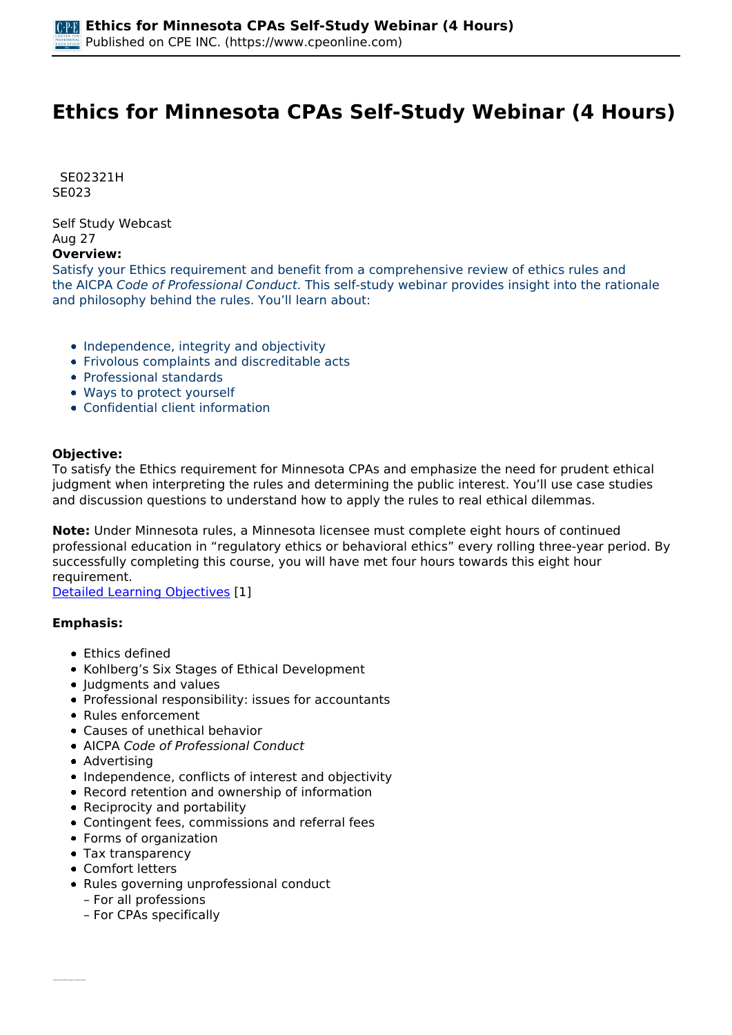# Ethics for Minnesota CPAs Self-Study Webinar (4 Hours)

SE02321H
SE023

Self Study Webcast
Aug 27
**Overview:**
Satisfy your Ethics requirement and benefit from a comprehensive review of ethics rules and the AICPA *Code of Professional Conduct*. This self-study webinar provides insight into the rationale and philosophy behind the rules. You'll learn about:

- Independence, integrity and objectivity
- Frivolous complaints and discreditable acts
- Professional standards
- Ways to protect yourself
- Confidential client information

**Objective:**
To satisfy the Ethics requirement for Minnesota CPAs and emphasize the need for prudent ethical judgment when interpreting the rules and determining the public interest. You'll use case studies and discussion questions to understand how to apply the rules to real ethical dilemmas.

**Note:** Under Minnesota rules, a Minnesota licensee must complete eight hours of continued professional education in "regulatory ethics or behavioral ethics" every rolling three-year period. By successfully completing this course, you will have met four hours towards this eight hour requirement.
Detailed Learning Objectives [1]

**Emphasis:**

- Ethics defined
- Kohlberg's Six Stages of Ethical Development
- Judgments and values
- Professional responsibility: issues for accountants
- Rules enforcement
- Causes of unethical behavior
- AICPA *Code of Professional Conduct*
- Advertising
- Independence, conflicts of interest and objectivity
- Record retention and ownership of information
- Reciprocity and portability
- Contingent fees, commissions and referral fees
- Forms of organization
- Tax transparency
- Comfort letters
- Rules governing unprofessional conduct
  – For all professions
  – For CPAs specifically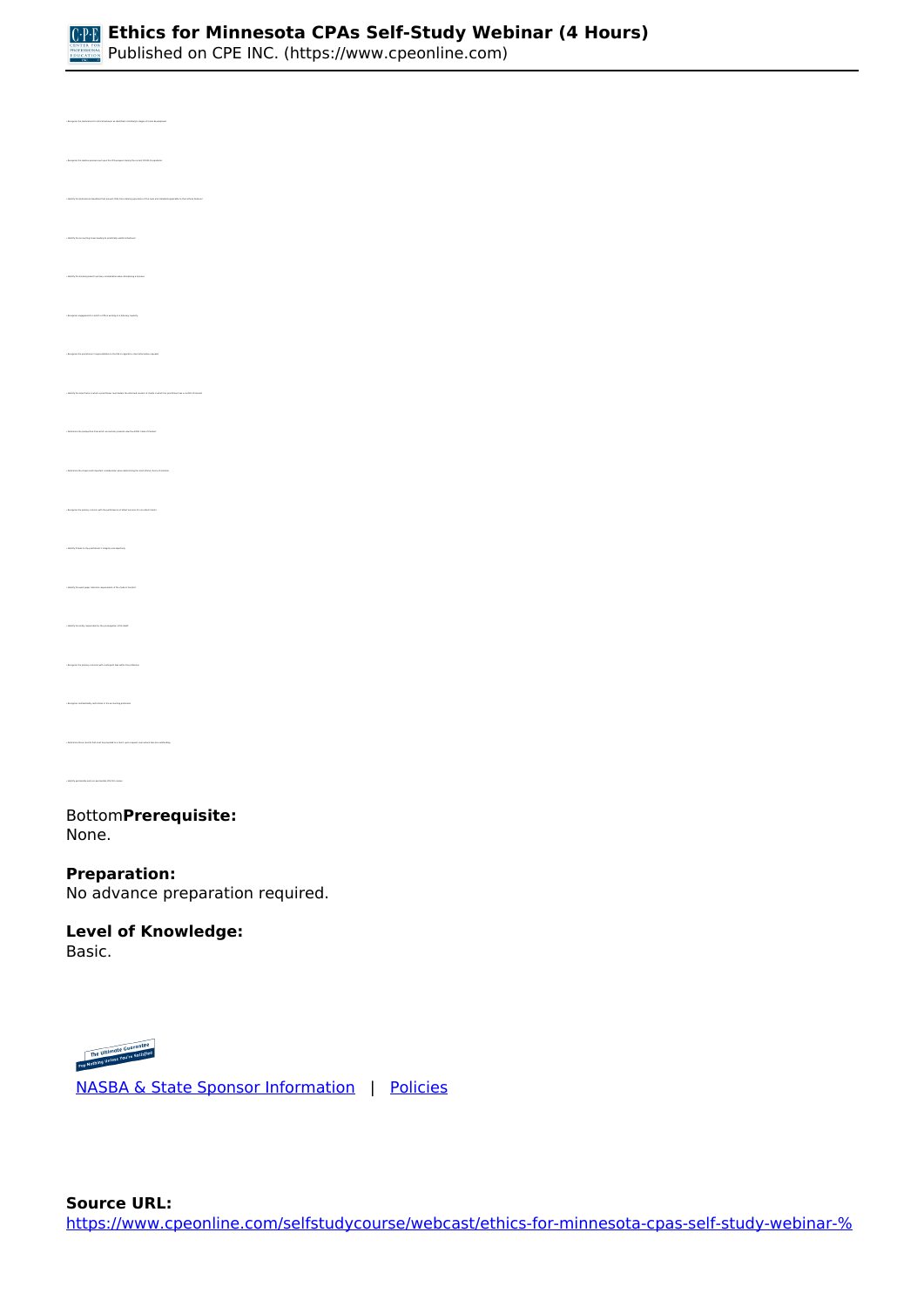Bottom**Prerequisite:**
None.

**Preparation:**
No advance preparation required.

**Level of Knowledge:**
Basic.

NASBA & State Sponsor Information | Policies

**Source URL:**
https://www.cpeonline.com/selfstudycourse/webcast/ethics-for-minnesota-cpas-self-study-webinar-%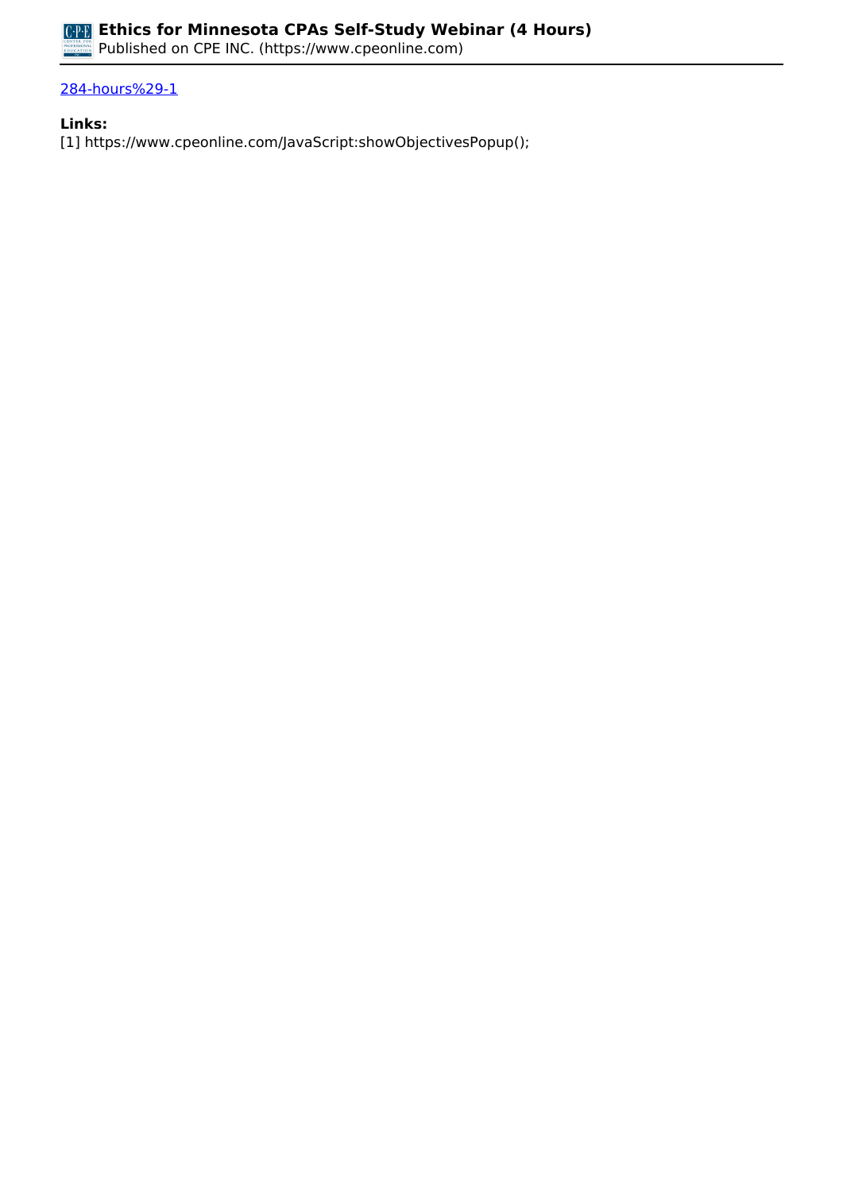284-hours%29-1

**Links:**
[1] https://www.cpeonline.com/JavaScript:showObjectivesPopup();